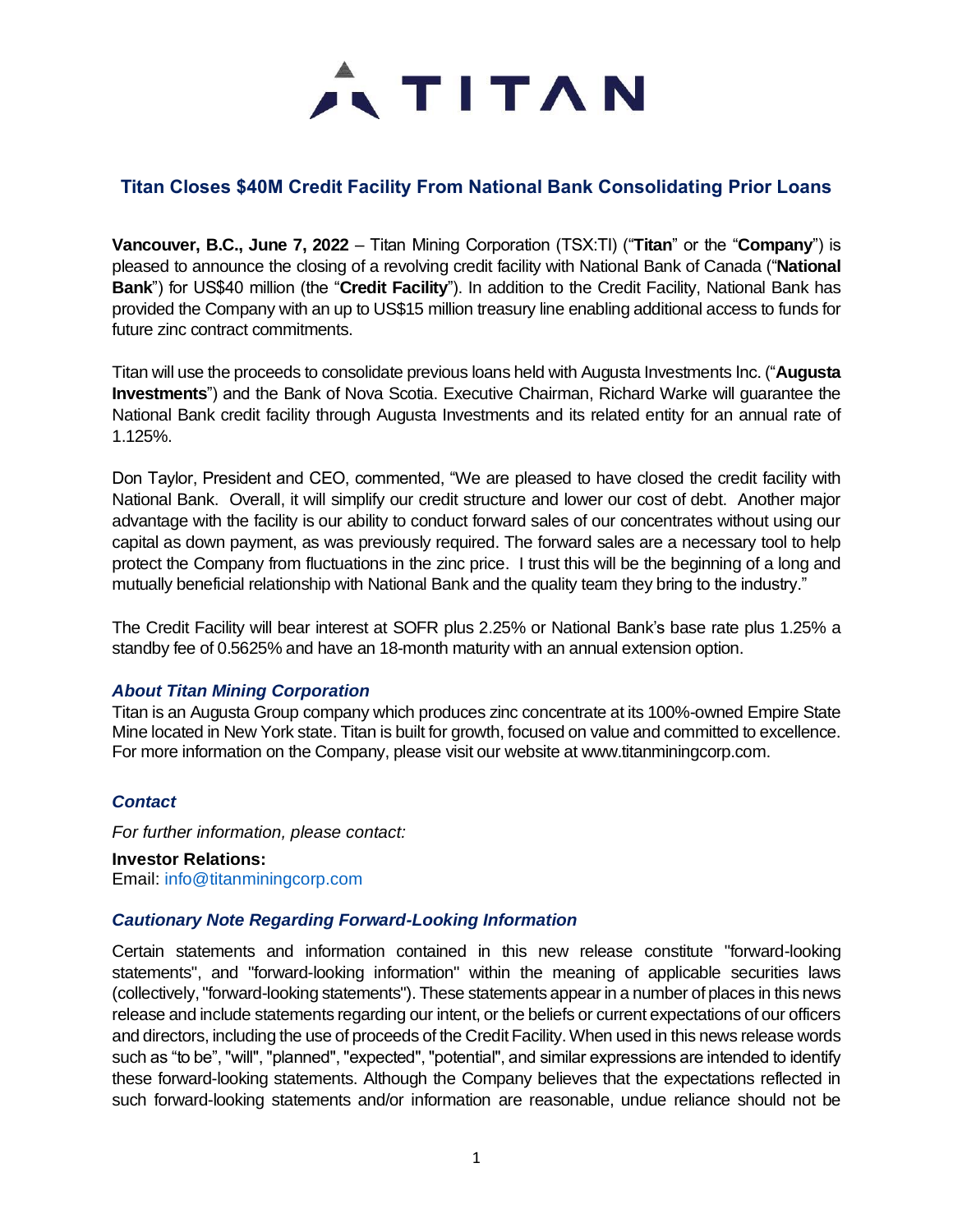# TITAN

## Titan Closes $40M Credit Facility From National Bank Consolidating Prior Loans

**Vancouver, B.C., June 7, 2022** – Titan Mining Corporation (TSX:TI) ("**Titan**" or the "**Company**") is pleased to announce the closing of a revolving credit facility with National Bank of Canada ("**National Bank**") for US$40 million (the "**Credit Facility**"). In addition to the Credit Facility, National Bank has provided the Company with an up to US$15 million treasury line enabling additional access to funds for future zinc contract commitments.

Titan will use the proceeds to consolidate previous loans held with Augusta Investments Inc. ("**Augusta Investments**") and the Bank of Nova Scotia. Executive Chairman, Richard Warke will guarantee the National Bank credit facility through Augusta Investments and its related entity for an annual rate of 1.125%.

Don Taylor, President and CEO, commented, "We are pleased to have closed the credit facility with National Bank. Overall, it will simplify our credit structure and lower our cost of debt. Another major advantage with the facility is our ability to conduct forward sales of our concentrates without using our capital as down payment, as was previously required. The forward sales are a necessary tool to help protect the Company from fluctuations in the zinc price. I trust this will be the beginning of a long and mutually beneficial relationship with National Bank and the quality team they bring to the industry."

The Credit Facility will bear interest at SOFR plus 2.25% or National Bank's base rate plus 1.25% a standby fee of 0.5625% and have an 18-month maturity with an annual extension option.

### *About Titan Mining Corporation*

Titan is an Augusta Group company which produces zinc concentrate at its 100%-owned Empire State Mine located in New York state. Titan is built for growth, focused on value and committed to excellence. For more information on the Company, please visit our website at www.titanminingcorp.com.

### *Contact*

*For further information, please contact:*

**Investor Relations:**
Email: info@titanminingcorp.com

### *Cautionary Note Regarding Forward-Looking Information*

Certain statements and information contained in this new release constitute "forward-looking statements", and "forward-looking information" within the meaning of applicable securities laws (collectively, "forward-looking statements"). These statements appear in a number of places in this news release and include statements regarding our intent, or the beliefs or current expectations of our officers and directors, including the use of proceeds of the Credit Facility. When used in this news release words such as "to be", "will", "planned", "expected", "potential", and similar expressions are intended to identify these forward-looking statements. Although the Company believes that the expectations reflected in such forward-looking statements and/or information are reasonable, undue reliance should not be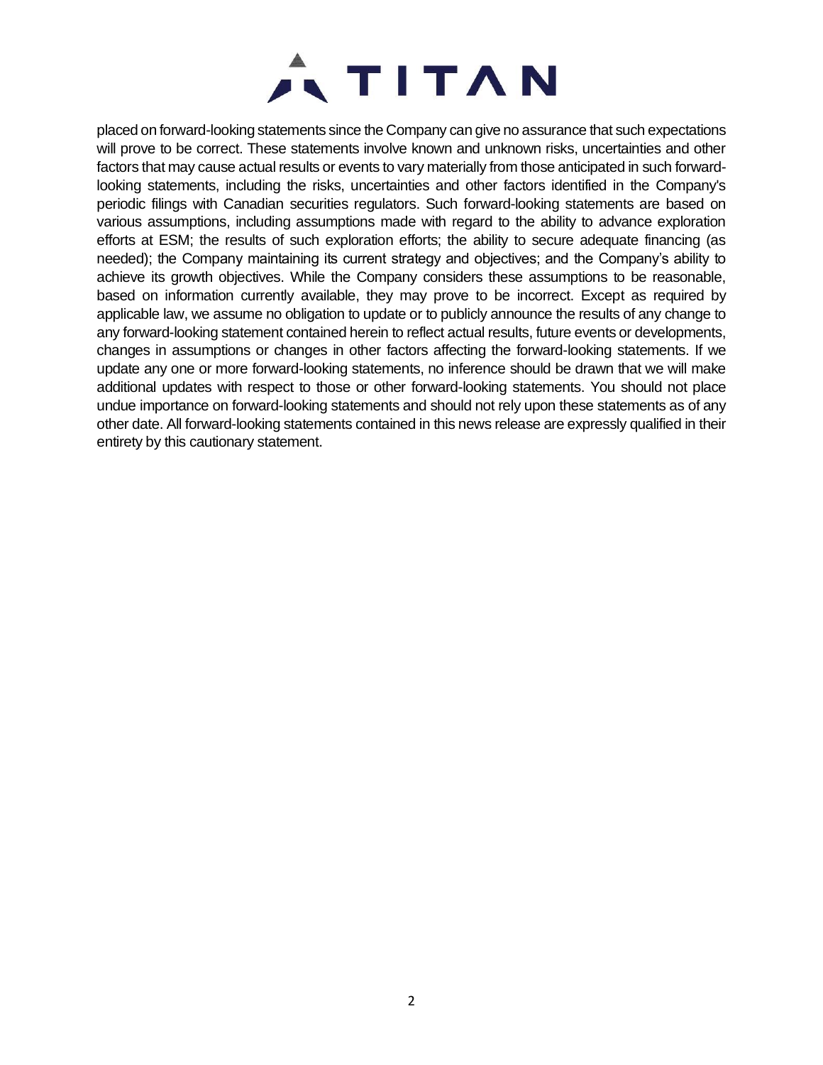placed on forward-looking statements since the Company can give no assurance that such expectations will prove to be correct. These statements involve known and unknown risks, uncertainties and other factors that may cause actual results or events to vary materially from those anticipated in such forward-looking statements, including the risks, uncertainties and other factors identified in the Company's periodic filings with Canadian securities regulators. Such forward-looking statements are based on various assumptions, including assumptions made with regard to the ability to advance exploration efforts at ESM; the results of such exploration efforts; the ability to secure adequate financing (as needed); the Company maintaining its current strategy and objectives; and the Company's ability to achieve its growth objectives. While the Company considers these assumptions to be reasonable, based on information currently available, they may prove to be incorrect. Except as required by applicable law, we assume no obligation to update or to publicly announce the results of any change to any forward-looking statement contained herein to reflect actual results, future events or developments, changes in assumptions or changes in other factors affecting the forward-looking statements. If we update any one or more forward-looking statements, no inference should be drawn that we will make additional updates with respect to those or other forward-looking statements. You should not place undue importance on forward-looking statements and should not rely upon these statements as of any other date. All forward-looking statements contained in this news release are expressly qualified in their entirety by this cautionary statement.